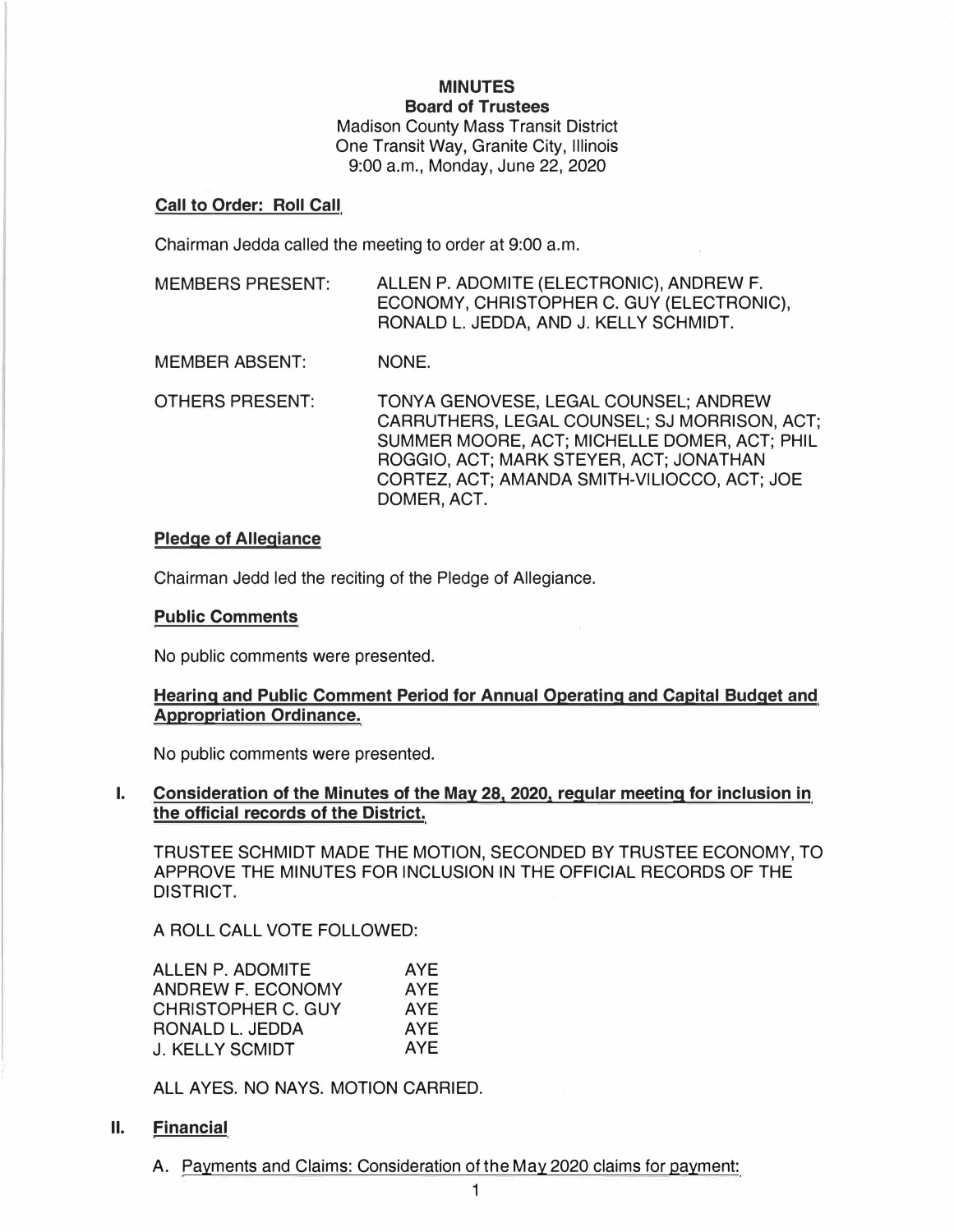# MINUTES

## Board of Trustees

Madison County Mass Transit District
One Transit Way, Granite City, Illinois
9:00 a.m., Monday, June 22, 2020

### Call to Order: Roll Call

Chairman Jedda called the meeting to order at 9:00 a.m.

MEMBERS PRESENT: ALLEN P. ADOMITE (ELECTRONIC), ANDREW F. ECONOMY, CHRISTOPHER C. GUY (ELECTRONIC), RONALD L. JEDDA, AND J. KELLY SCHMIDT.

MEMBER ABSENT: NONE.

OTHERS PRESENT: TONYA GENOVESE, LEGAL COUNSEL; ANDREW CARRUTHERS, LEGAL COUNSEL; SJ MORRISON, ACT; SUMMER MOORE, ACT; MICHELLE DOMER, ACT; PHIL ROGGIO, ACT; MARK STEYER, ACT; JONATHAN CORTEZ, ACT; AMANDA SMITH-VILIOCCO, ACT; JOE DOMER, ACT.

### Pledge of Allegiance

Chairman Jedd led the reciting of the Pledge of Allegiance.

### Public Comments

No public comments were presented.

### Hearing and Public Comment Period for Annual Operating and Capital Budget and Appropriation Ordinance.

No public comments were presented.

### I. Consideration of the Minutes of the May 28, 2020, regular meeting for inclusion in the official records of the District.

TRUSTEE SCHMIDT MADE THE MOTION, SECONDED BY TRUSTEE ECONOMY, TO APPROVE THE MINUTES FOR INCLUSION IN THE OFFICIAL RECORDS OF THE DISTRICT.

A ROLL CALL VOTE FOLLOWED:

| | |
|---|---|
| ALLEN P. ADOMITE | AYE |
| ANDREW F. ECONOMY | AYE |
| CHRISTOPHER C. GUY | AYE |
| RONALD L. JEDDA | AYE |
| J. KELLY SCMIDT | AYE |

ALL AYES. NO NAYS. MOTION CARRIED.

### II. Financial

A. Payments and Claims: Consideration of the May 2020 claims for payment: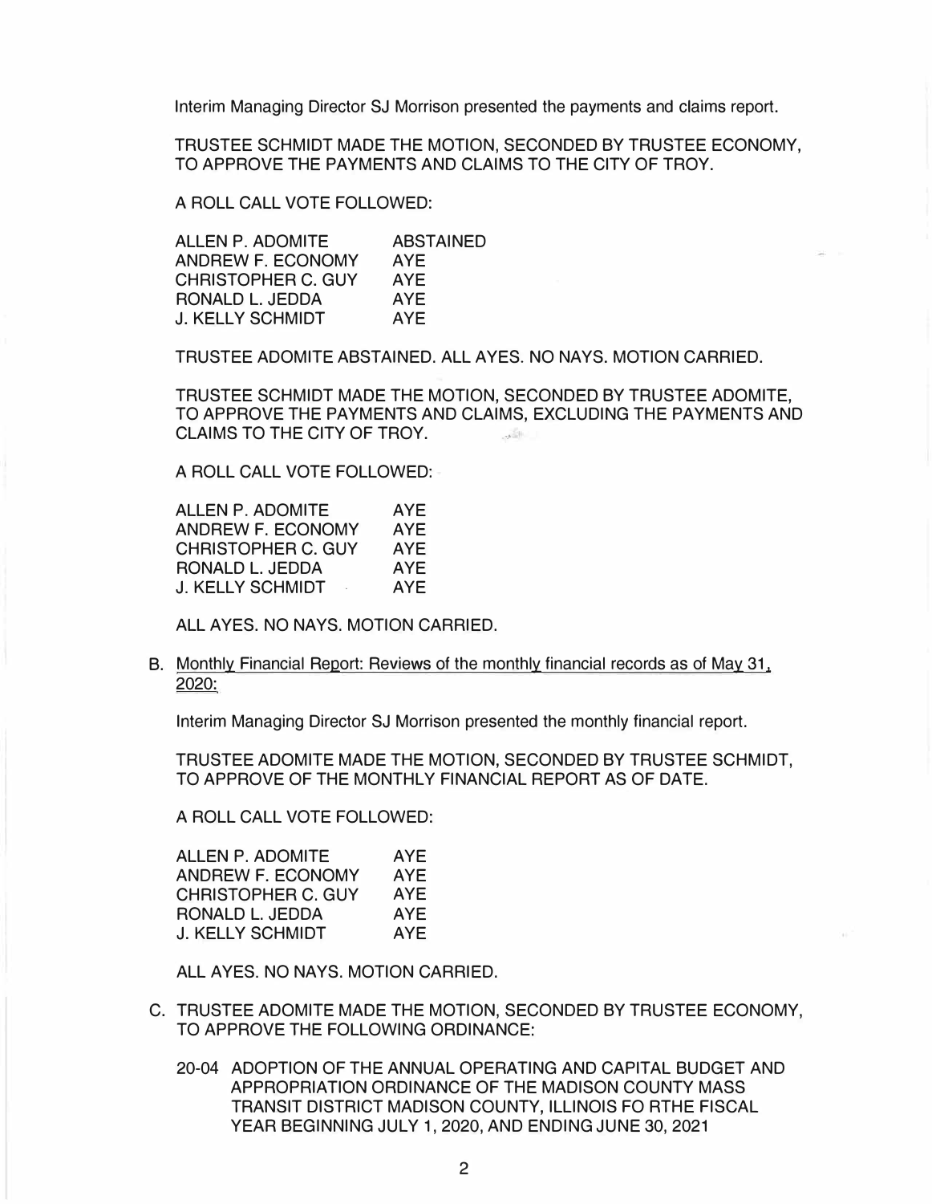Interim Managing Director SJ Morrison presented the payments and claims report.

TRUSTEE SCHMIDT MADE THE MOTION, SECONDED BY TRUSTEE ECONOMY, TO APPROVE THE PAYMENTS AND CLAIMS TO THE CITY OF TROY.

A ROLL CALL VOTE FOLLOWED:

| | |
|---|---|
| ALLEN P. ADOMITE | ABSTAINED |
| ANDREW F. ECONOMY | AYE |
| CHRISTOPHER C. GUY | AYE |
| RONALD L. JEDDA | AYE |
| J. KELLY SCHMIDT | AYE |

TRUSTEE ADOMITE ABSTAINED. ALL AYES. NO NAYS. MOTION CARRIED.

TRUSTEE SCHMIDT MADE THE MOTION, SECONDED BY TRUSTEE ADOMITE, TO APPROVE THE PAYMENTS AND CLAIMS, EXCLUDING THE PAYMENTS AND CLAIMS TO THE CITY OF TROY.

A ROLL CALL VOTE FOLLOWED:

| | |
|---|---|
| ALLEN P. ADOMITE | AYE |
| ANDREW F. ECONOMY | AYE |
| CHRISTOPHER C. GUY | AYE |
| RONALD L. JEDDA | AYE |
| J. KELLY SCHMIDT | AYE |

ALL AYES. NO NAYS. MOTION CARRIED.

B. <u>Monthly Financial Report: Reviews of the monthly financial records as of May 31, 2020;</u>

Interim Managing Director SJ Morrison presented the monthly financial report.

TRUSTEE ADOMITE MADE THE MOTION, SECONDED BY TRUSTEE SCHMIDT, TO APPROVE OF THE MONTHLY FINANCIAL REPORT AS OF DATE.

A ROLL CALL VOTE FOLLOWED:

| | |
|---|---|
| ALLEN P. ADOMITE | AYE |
| ANDREW F. ECONOMY | AYE |
| CHRISTOPHER C. GUY | AYE |
| RONALD L. JEDDA | AYE |
| J. KELLY SCHMIDT | AYE |

ALL AYES. NO NAYS. MOTION CARRIED.

C. TRUSTEE ADOMITE MADE THE MOTION, SECONDED BY TRUSTEE ECONOMY, TO APPROVE THE FOLLOWING ORDINANCE:

20-04 ADOPTION OF THE ANNUAL OPERATING AND CAPITAL BUDGET AND APPROPRIATION ORDINANCE OF THE MADISON COUNTY MASS TRANSIT DISTRICT MADISON COUNTY, ILLINOIS FO RTHE FISCAL YEAR BEGINNING JULY 1, 2020, AND ENDING JUNE 30, 2021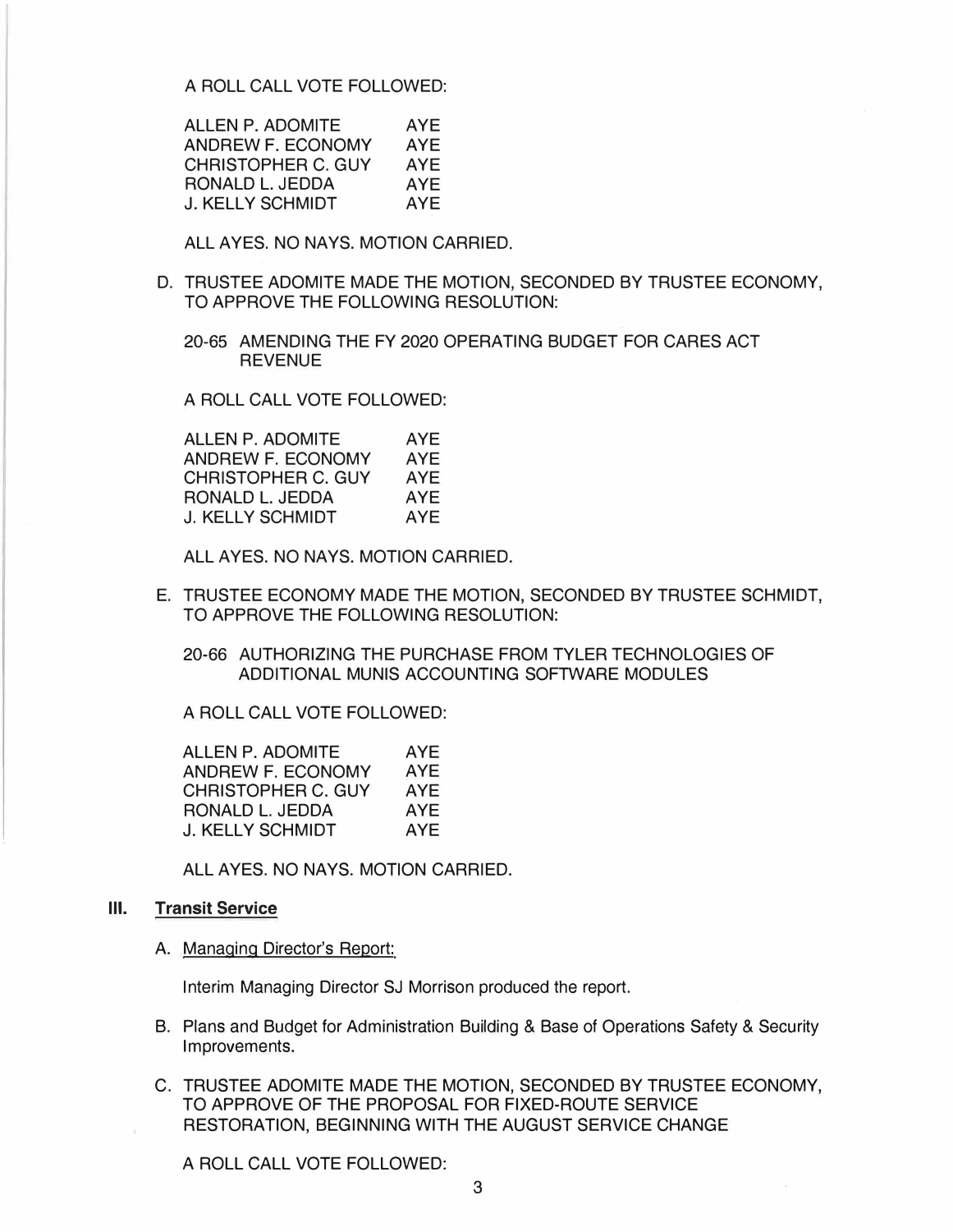A ROLL CALL VOTE FOLLOWED:

| | |
|---|---|
| ALLEN P. ADOMITE | AYE |
| ANDREW F. ECONOMY | AYE |
| CHRISTOPHER C. GUY | AYE |
| RONALD L. JEDDA | AYE |
| J. KELLY SCHMIDT | AYE |

ALL AYES. NO NAYS. MOTION CARRIED.

D. TRUSTEE ADOMITE MADE THE MOTION, SECONDED BY TRUSTEE ECONOMY, TO APPROVE THE FOLLOWING RESOLUTION:

   20-65 AMENDING THE FY 2020 OPERATING BUDGET FOR CARES ACT REVENUE

   A ROLL CALL VOTE FOLLOWED:

| | |
|---|---|
| ALLEN P. ADOMITE | AYE |
| ANDREW F. ECONOMY | AYE |
| CHRISTOPHER C. GUY | AYE |
| RONALD L. JEDDA | AYE |
| J. KELLY SCHMIDT | AYE |

   ALL AYES. NO NAYS. MOTION CARRIED.

E. TRUSTEE ECONOMY MADE THE MOTION, SECONDED BY TRUSTEE SCHMIDT, TO APPROVE THE FOLLOWING RESOLUTION:

   20-66 AUTHORIZING THE PURCHASE FROM TYLER TECHNOLOGIES OF ADDITIONAL MUNIS ACCOUNTING SOFTWARE MODULES

   A ROLL CALL VOTE FOLLOWED:

| | |
|---|---|
| ALLEN P. ADOMITE | AYE |
| ANDREW F. ECONOMY | AYE |
| CHRISTOPHER C. GUY | AYE |
| RONALD L. JEDDA | AYE |
| J. KELLY SCHMIDT | AYE |

   ALL AYES. NO NAYS. MOTION CARRIED.

## III. <u>Transit Service</u>

A. <u>Managing Director's Report:</u>

   Interim Managing Director SJ Morrison produced the report.

B. Plans and Budget for Administration Building & Base of Operations Safety & Security Improvements.

C. TRUSTEE ADOMITE MADE THE MOTION, SECONDED BY TRUSTEE ECONOMY, TO APPROVE OF THE PROPOSAL FOR FIXED-ROUTE SERVICE RESTORATION, BEGINNING WITH THE AUGUST SERVICE CHANGE

   A ROLL CALL VOTE FOLLOWED: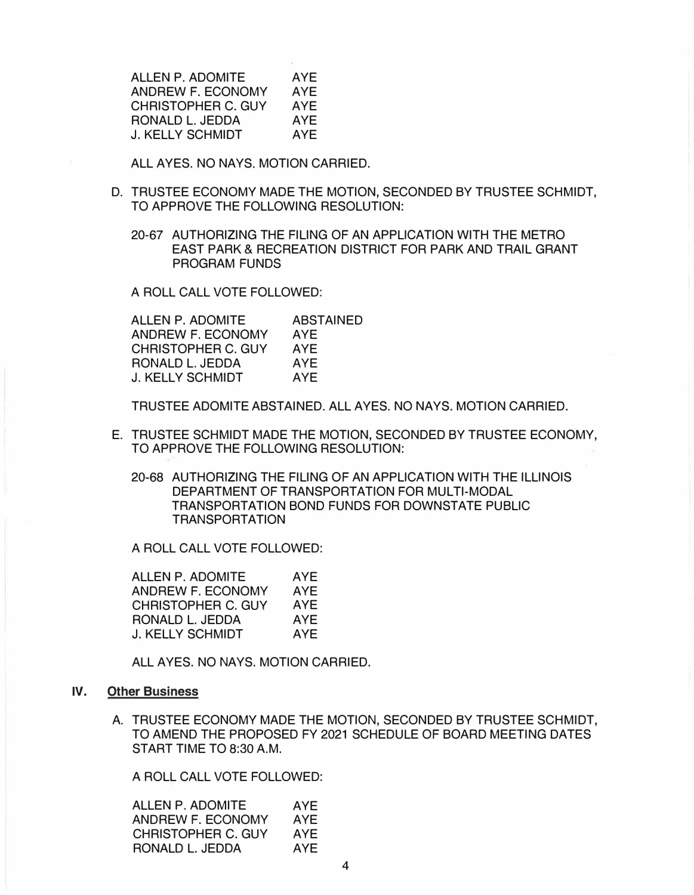| | |
|---|---|
| ALLEN P. ADOMITE | AYE |
| ANDREW F. ECONOMY | AYE |
| CHRISTOPHER C. GUY | AYE |
| RONALD L. JEDDA | AYE |
| J. KELLY SCHMIDT | AYE |

ALL AYES. NO NAYS. MOTION CARRIED.

D. TRUSTEE ECONOMY MADE THE MOTION, SECONDED BY TRUSTEE SCHMIDT, TO APPROVE THE FOLLOWING RESOLUTION:

20-67 AUTHORIZING THE FILING OF AN APPLICATION WITH THE METRO EAST PARK & RECREATION DISTRICT FOR PARK AND TRAIL GRANT PROGRAM FUNDS

A ROLL CALL VOTE FOLLOWED:

| | |
|---|---|
| ALLEN P. ADOMITE | ABSTAINED |
| ANDREW F. ECONOMY | AYE |
| CHRISTOPHER C. GUY | AYE |
| RONALD L. JEDDA | AYE |
| J. KELLY SCHMIDT | AYE |

TRUSTEE ADOMITE ABSTAINED. ALL AYES. NO NAYS. MOTION CARRIED.

E. TRUSTEE SCHMIDT MADE THE MOTION, SECONDED BY TRUSTEE ECONOMY, TO APPROVE THE FOLLOWING RESOLUTION:

20-68 AUTHORIZING THE FILING OF AN APPLICATION WITH THE ILLINOIS DEPARTMENT OF TRANSPORTATION FOR MULTI-MODAL TRANSPORTATION BOND FUNDS FOR DOWNSTATE PUBLIC TRANSPORTATION

A ROLL CALL VOTE FOLLOWED:

| | |
|---|---|
| ALLEN P. ADOMITE | AYE |
| ANDREW F. ECONOMY | AYE |
| CHRISTOPHER C. GUY | AYE |
| RONALD L. JEDDA | AYE |
| J. KELLY SCHMIDT | AYE |

ALL AYES. NO NAYS. MOTION CARRIED.

## IV. Other Business

A. TRUSTEE ECONOMY MADE THE MOTION, SECONDED BY TRUSTEE SCHMIDT, TO AMEND THE PROPOSED FY 2021 SCHEDULE OF BOARD MEETING DATES START TIME TO 8:30 A.M.

A ROLL CALL VOTE FOLLOWED:

| | |
|---|---|
| ALLEN P. ADOMITE | AYE |
| ANDREW F. ECONOMY | AYE |
| CHRISTOPHER C. GUY | AYE |
| RONALD L. JEDDA | AYE |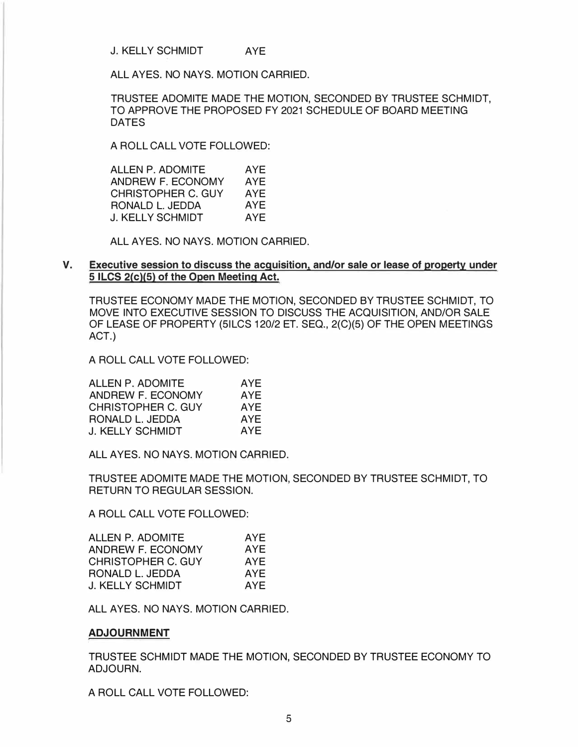J. KELLY SCHMIDT AYE

ALL AYES. NO NAYS. MOTION CARRIED.

TRUSTEE ADOMITE MADE THE MOTION, SECONDED BY TRUSTEE SCHMIDT, TO APPROVE THE PROPOSED FY 2021 SCHEDULE OF BOARD MEETING DATES

A ROLL CALL VOTE FOLLOWED:

| | |
|---|---|
| ALLEN P. ADOMITE | AYE |
| ANDREW F. ECONOMY | AYE |
| CHRISTOPHER C. GUY | AYE |
| RONALD L. JEDDA | AYE |
| J. KELLY SCHMIDT | AYE |

ALL AYES. NO NAYS. MOTION CARRIED.

## V. Executive session to discuss the acquisition, and/or sale or lease of property under 5 ILCS 2(c)(5) of the Open Meeting Act.

TRUSTEE ECONOMY MADE THE MOTION, SECONDED BY TRUSTEE SCHMIDT, TO MOVE INTO EXECUTIVE SESSION TO DISCUSS THE ACQUISITION, AND/OR SALE OF LEASE OF PROPERTY (5ILCS 120/2 ET. SEQ., 2(C)(5) OF THE OPEN MEETINGS ACT.)

A ROLL CALL VOTE FOLLOWED:

| | |
|---|---|
| ALLEN P. ADOMITE | AYE |
| ANDREW F. ECONOMY | AYE |
| CHRISTOPHER C. GUY | AYE |
| RONALD L. JEDDA | AYE |
| J. KELLY SCHMIDT | AYE |

ALL AYES. NO NAYS. MOTION CARRIED.

TRUSTEE ADOMITE MADE THE MOTION, SECONDED BY TRUSTEE SCHMIDT, TO RETURN TO REGULAR SESSION.

A ROLL CALL VOTE FOLLOWED:

| | |
|---|---|
| ALLEN P. ADOMITE | AYE |
| ANDREW F. ECONOMY | AYE |
| CHRISTOPHER C. GUY | AYE |
| RONALD L. JEDDA | AYE |
| J. KELLY SCHMIDT | AYE |

ALL AYES. NO NAYS. MOTION CARRIED.

### ADJOURNMENT

TRUSTEE SCHMIDT MADE THE MOTION, SECONDED BY TRUSTEE ECONOMY TO ADJOURN.

A ROLL CALL VOTE FOLLOWED: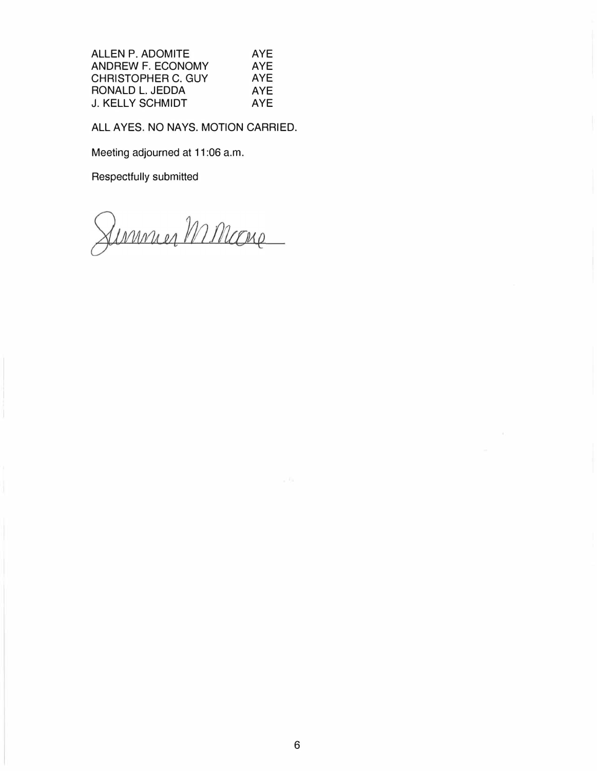| | |
|---|---|
| ALLEN P. ADOMITE | AYE |
| ANDREW F. ECONOMY | AYE |
| CHRISTOPHER C. GUY | AYE |
| RONALD L. JEDDA | AYE |
| J. KELLY SCHMIDT | AYE |

ALL AYES. NO NAYS. MOTION CARRIED.

Meeting adjourned at 11:06 a.m.

Respectfully submitted

Summer M. Moore